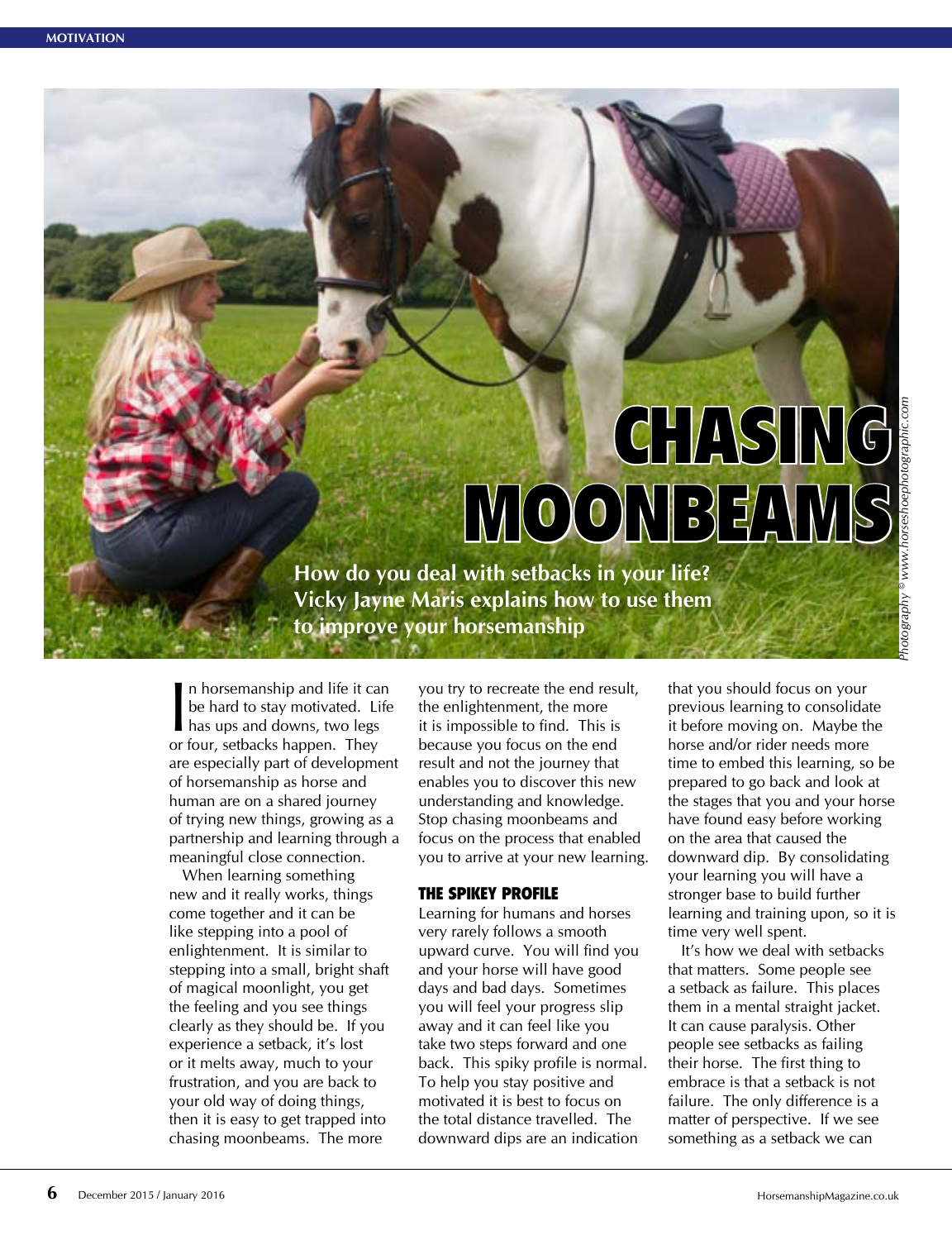# CHASING MOONBEAMS

**How do you deal with setbacks in your life? Vicky Jayne Maris explains how to use them to improve your horsemanship**

*Photography © www.horseshoephotographic.com*

In horsemanship and life it can be hard to stay motivated. Life has ups and downs, two legs or four, setbacks happen. They are especially part of development of horsemanship as horse and human are on a shared journey of trying new things, growing as a partnership and learning through a meaningful close connection.

When learning something new and it really works, things come together and it can be like stepping into a pool of enlightenment. It is similar to stepping into a small, bright shaft of magical moonlight, you get the feeling and you see things clearly as they should be. If you experience a setback, it's lost or it melts away, much to your frustration, and you are back to your old way of doing things, then it is easy to get trapped into chasing moonbeams. The more you try to recreate the end result, the enlightenment, the more it is impossible to find. This is because you focus on the end result and not the journey that enables you to discover this new understanding and knowledge. Stop chasing moonbeams and focus on the process that enabled you to arrive at your new learning.

## THE SPIKEY PROFILE

Learning for humans and horses very rarely follows a smooth upward curve. You will find you and your horse will have good days and bad days. Sometimes you will feel your progress slip away and it can feel like you take two steps forward and one back. This spiky profile is normal. To help you stay positive and motivated it is best to focus on the total distance travelled. The downward dips are an indication that you should focus on your previous learning to consolidate it before moving on. Maybe the horse and/or rider needs more time to embed this learning, so be prepared to go back and look at the stages that you and your horse have found easy before working on the area that caused the downward dip. By consolidating your learning you will have a stronger base to build further learning and training upon, so it is time very well spent.

It's how we deal with setbacks that matters. Some people see a setback as failure. This places them in a mental straight jacket. It can cause paralysis. Other people see setbacks as failing their horse. The first thing to embrace is that a setback is not failure. The only difference is a matter of perspective. If we see something as a setback we can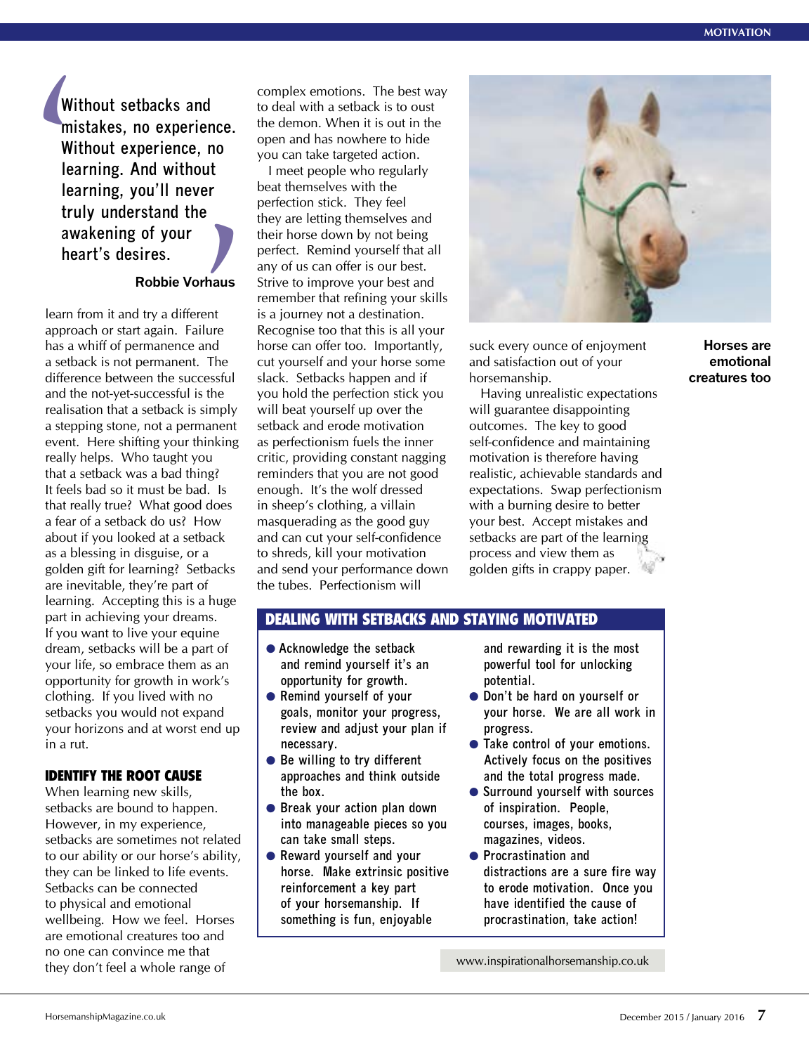> Without setbacks and mistakes, no experience. Without experience, no learning. And without learning, you'll never truly understand the awakening of your heart's desires.
>
> **Robbie Vorhaus**

learn from it and try a different approach or start again. Failure has a whiff of permanence and a setback is not permanent. The difference between the successful and the not-yet-successful is the realisation that a setback is simply a stepping stone, not a permanent event. Here shifting your thinking really helps. Who taught you that a setback was a bad thing? It feels bad so it must be bad. Is that really true? What good does a fear of a setback do us? How about if you looked at a setback as a blessing in disguise, or a golden gift for learning? Setbacks are inevitable, they're part of learning. Accepting this is a huge part in achieving your dreams. If you want to live your equine dream, setbacks will be a part of your life, so embrace them as an opportunity for growth in work's clothing. If you lived with no setbacks you would not expand your horizons and at worst end up in a rut.

## IDENTIFY THE ROOT CAUSE

When learning new skills, setbacks are bound to happen. However, in my experience, setbacks are sometimes not related to our ability or our horse's ability, they can be linked to life events. Setbacks can be connected to physical and emotional wellbeing. How we feel. Horses are emotional creatures too and no one can convince me that they don't feel a whole range of complex emotions. The best way to deal with a setback is to oust the demon. When it is out in the open and has nowhere to hide you can take targeted action.

I meet people who regularly beat themselves with the perfection stick. They feel they are letting themselves and their horse down by not being perfect. Remind yourself that all any of us can offer is our best. Strive to improve your best and remember that refining your skills is a journey not a destination. Recognise too that this is all your horse can offer too. Importantly, cut yourself and your horse some slack. Setbacks happen and if you hold the perfection stick you will beat yourself up over the setback and erode motivation as perfectionism fuels the inner critic, providing constant nagging reminders that you are not good enough. It's the wolf dressed in sheep's clothing, a villain masquerading as the good guy and can cut your self-confidence to shreds, kill your motivation and send your performance down the tubes. Perfectionism will suck every ounce of enjoyment and satisfaction out of your horsemanship.

Having unrealistic expectations will guarantee disappointing outcomes. The key to good self-confidence and maintaining motivation is therefore having realistic, achievable standards and expectations. Swap perfectionism with a burning desire to better your best. Accept mistakes and setbacks are part of the learning process and view them as golden gifts in crappy paper.

**Horses are emotional creatures too**

## DEALING WITH SETBACKS AND STAYING MOTIVATED

- Acknowledge the setback and remind yourself it's an opportunity for growth.
- Remind yourself of your goals, monitor your progress, review and adjust your plan if necessary.
- Be willing to try different approaches and think outside the box.
- Break your action plan down into manageable pieces so you can take small steps.
- Reward yourself and your horse. Make extrinsic positive reinforcement a key part of your horsemanship. If something is fun, enjoyable and rewarding it is the most powerful tool for unlocking potential.
- Don't be hard on yourself or your horse. We are all work in progress.
- Take control of your emotions. Actively focus on the positives and the total progress made.
- Surround yourself with sources of inspiration. People, courses, images, books, magazines, videos.
- Procrastination and distractions are a sure fire way to erode motivation. Once you have identified the cause of procrastination, take action!

www.inspirationalhorsemanship.co.uk